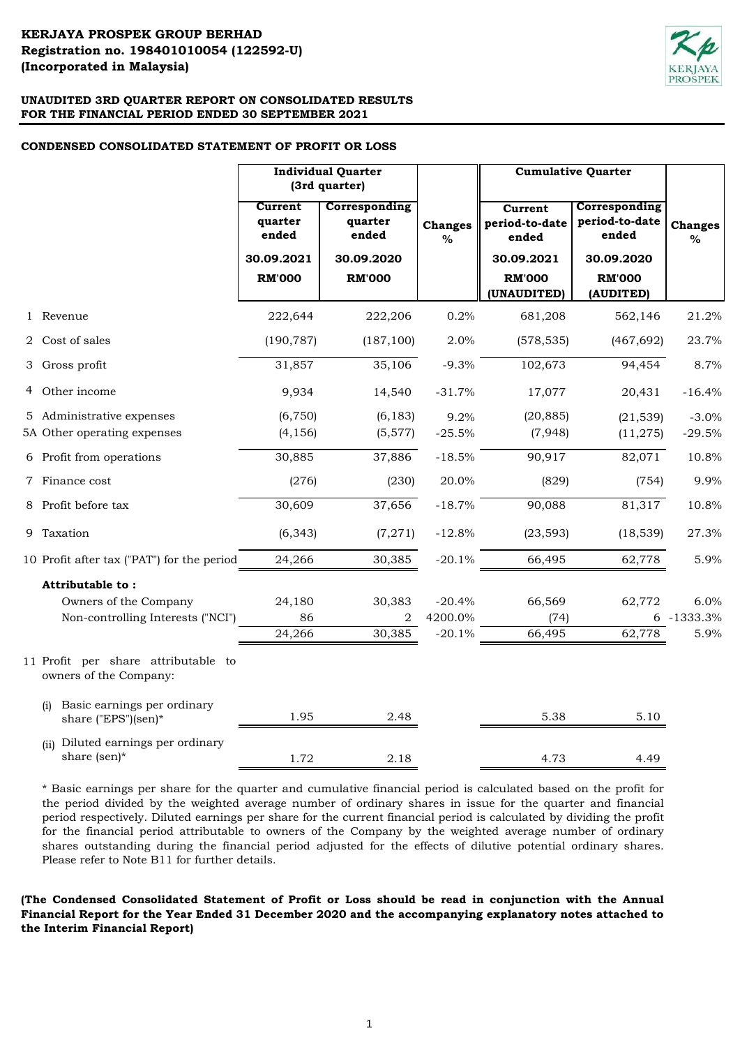**KERJAYA PROSPEK GROUP BERHAD**
**Registration no. 198401010054 (122592-U)**
**(Incorporated in Malaysia)**

**UNAUDITED 3RD QUARTER REPORT ON CONSOLIDATED RESULTS**
**FOR THE FINANCIAL PERIOD ENDED 30 SEPTEMBER 2021**

**CONDENSED CONSOLIDATED STATEMENT OF PROFIT OR LOSS**

| | | Individual Quarter (3rd quarter) | | | Cumulative Quarter | | |
|---|---|---|---|---|---|---|---|
| | | Current quarter ended | Corresponding quarter ended | Changes % | Current period-to-date ended | Corresponding period-to-date ended | Changes % |
| | | 30.09.2021 | 30.09.2020 | | 30.09.2021 | 30.09.2020 | |
| | | RM'000 | RM'000 | | RM'000 (UNAUDITED) | RM'000 (AUDITED) | |
| 1 | Revenue | 222,644 | 222,206 | 0.2% | 681,208 | 562,146 | 21.2% |
| 2 | Cost of sales | (190,787) | (187,100) | 2.0% | (578,535) | (467,692) | 23.7% |
| 3 | Gross profit | 31,857 | 35,106 | -9.3% | 102,673 | 94,454 | 8.7% |
| 4 | Other income | 9,934 | 14,540 | -31.7% | 17,077 | 20,431 | -16.4% |
| 5 | Administrative expenses | (6,750) | (6,183) | 9.2% | (20,885) | (21,539) | -3.0% |
| 5A | Other operating expenses | (4,156) | (5,577) | -25.5% | (7,948) | (11,275) | -29.5% |
| 6 | Profit from operations | 30,885 | 37,886 | -18.5% | 90,917 | 82,071 | 10.8% |
| 7 | Finance cost | (276) | (230) | 20.0% | (829) | (754) | 9.9% |
| 8 | Profit before tax | 30,609 | 37,656 | -18.7% | 90,088 | 81,317 | 10.8% |
| 9 | Taxation | (6,343) | (7,271) | -12.8% | (23,593) | (18,539) | 27.3% |
| 10 | Profit after tax ("PAT") for the period | 24,266 | 30,385 | -20.1% | 66,495 | 62,778 | 5.9% |
| | **Attributable to :** | | | | | | |
| | Owners of the Company | 24,180 | 30,383 | -20.4% | 66,569 | 62,772 | 6.0% |
| | Non-controlling Interests ("NCI") | 86 | 2 | 4200.0% | (74) | 6 | -1333.3% |
| | | 24,266 | 30,385 | -20.1% | 66,495 | 62,778 | 5.9% |
| 11 | Profit per share attributable to owners of the Company: | | | | | | |
| | (i) Basic earnings per ordinary share ("EPS")(sen)* | 1.95 | 2.48 | | 5.38 | 5.10 | |
| | (ii) Diluted earnings per ordinary share (sen)* | 1.72 | 2.18 | | 4.73 | 4.49 | |

* Basic earnings per share for the quarter and cumulative financial period is calculated based on the profit for the period divided by the weighted average number of ordinary shares in issue for the quarter and financial period respectively. Diluted earnings per share for the current financial period is calculated by dividing the profit for the financial period attributable to owners of the Company by the weighted average number of ordinary shares outstanding during the financial period adjusted for the effects of dilutive potential ordinary shares. Please refer to Note B11 for further details.

**(The Condensed Consolidated Statement of Profit or Loss should be read in conjunction with the Annual Financial Report for the Year Ended 31 December 2020 and the accompanying explanatory notes attached to the Interim Financial Report)**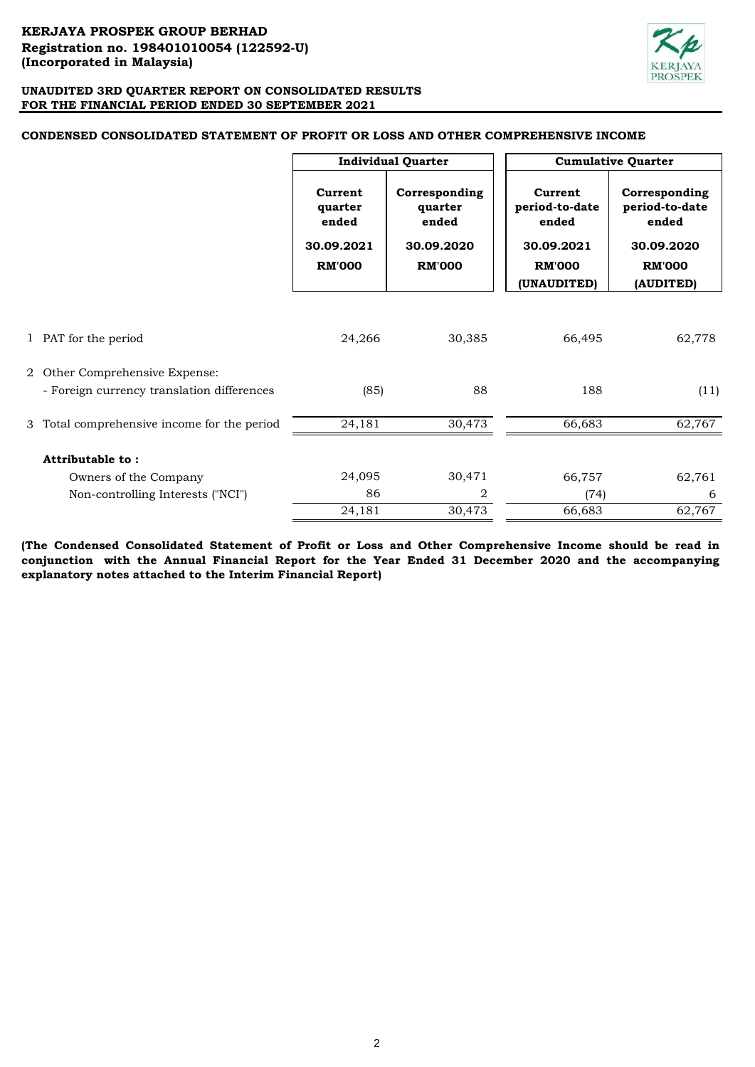**KERJAYA PROSPEK GROUP BERHAD**
**Registration no. 198401010054 (122592-U)**
**(Incorporated in Malaysia)**

**UNAUDITED 3RD QUARTER REPORT ON CONSOLIDATED RESULTS**
**FOR THE FINANCIAL PERIOD ENDED 30 SEPTEMBER 2021**

**CONDENSED CONSOLIDATED STATEMENT OF PROFIT OR LOSS AND OTHER COMPREHENSIVE INCOME**

| | | Individual Quarter | | Cumulative Quarter | |
|---|---|---|---|---|---|
| | | Current quarter ended | Corresponding quarter ended | Current period-to-date ended | Corresponding period-to-date ended |
| | | 30.09.2021 | 30.09.2020 | 30.09.2021 | 30.09.2020 |
| | | RM'000 | RM'000 | RM'000 (UNAUDITED) | RM'000 (AUDITED) |
| 1 | PAT for the period | 24,266 | 30,385 | 66,495 | 62,778 |
| 2 | Other Comprehensive Expense: | | | | |
| | - Foreign currency translation differences | (85) | 88 | 188 | (11) |
| 3 | Total comprehensive income for the period | 24,181 | 30,473 | 66,683 | 62,767 |
| | **Attributable to :** | | | | |
| | Owners of the Company | 24,095 | 30,471 | 66,757 | 62,761 |
| | Non-controlling Interests ("NCI") | 86 | 2 | (74) | 6 |
| | | 24,181 | 30,473 | 66,683 | 62,767 |

**(The Condensed Consolidated Statement of Profit or Loss and Other Comprehensive Income should be read in conjunction with the Annual Financial Report for the Year Ended 31 December 2020 and the accompanying explanatory notes attached to the Interim Financial Report)**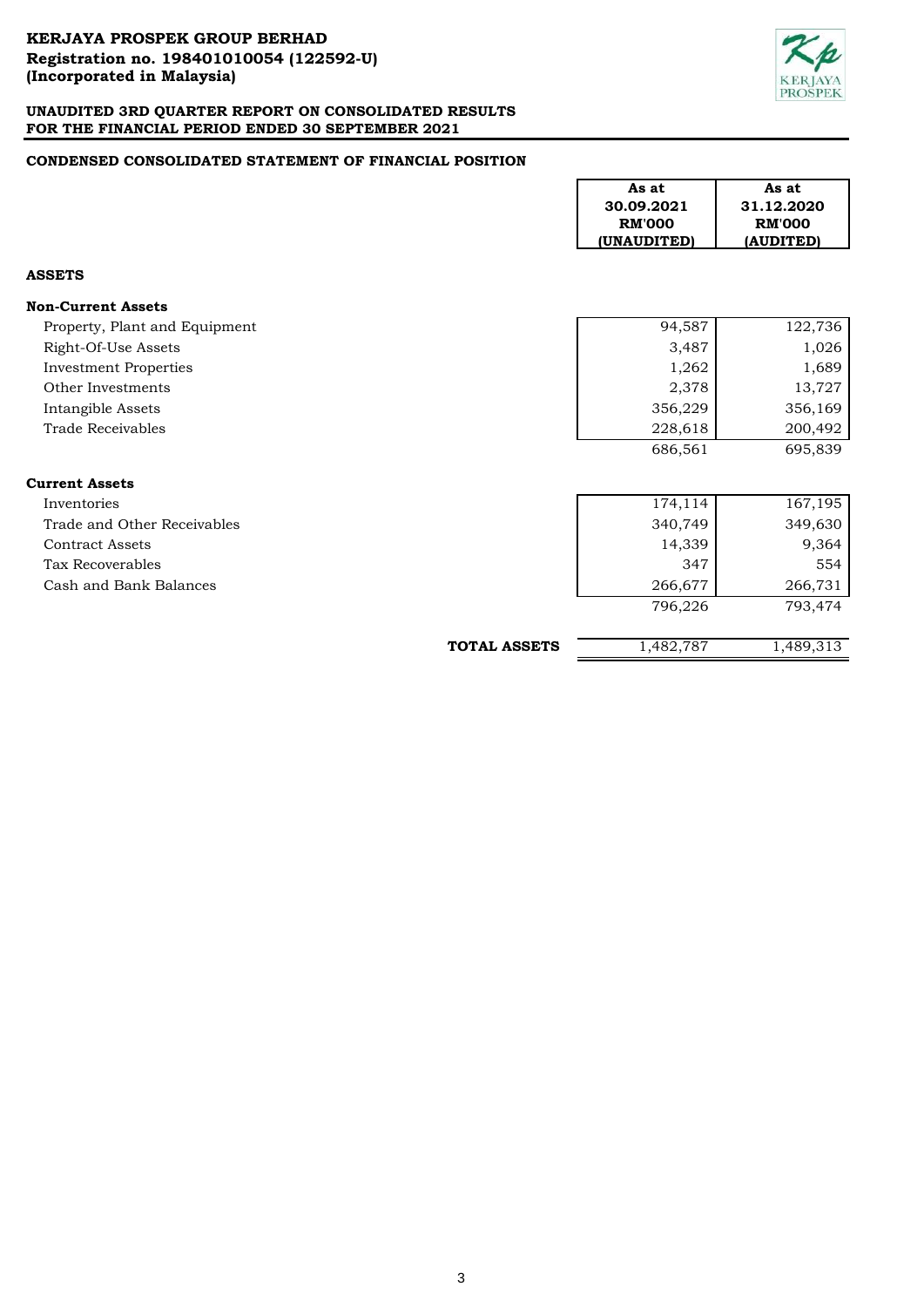**KERJAYA PROSPEK GROUP BERHAD**
**Registration no. 198401010054 (122592-U)**
**(Incorporated in Malaysia)**

**UNAUDITED 3RD QUARTER REPORT ON CONSOLIDATED RESULTS**
**FOR THE FINANCIAL PERIOD ENDED 30 SEPTEMBER 2021**

## CONDENSED CONSOLIDATED STATEMENT OF FINANCIAL POSITION

| | As at 30.09.2021 RM'000 (UNAUDITED) | As at 31.12.2020 RM'000 (AUDITED) |
|---|---|---|
| **ASSETS** | | |
| **Non-Current Assets** | | |
| Property, Plant and Equipment | 94,587 | 122,736 |
| Right-Of-Use Assets | 3,487 | 1,026 |
| Investment Properties | 1,262 | 1,689 |
| Other Investments | 2,378 | 13,727 |
| Intangible Assets | 356,229 | 356,169 |
| Trade Receivables | 228,618 | 200,492 |
| | 686,561 | 695,839 |
| **Current Assets** | | |
| Inventories | 174,114 | 167,195 |
| Trade and Other Receivables | 340,749 | 349,630 |
| Contract Assets | 14,339 | 9,364 |
| Tax Recoverables | 347 | 554 |
| Cash and Bank Balances | 266,677 | 266,731 |
| | 796,226 | 793,474 |
| **TOTAL ASSETS** | 1,482,787 | 1,489,313 |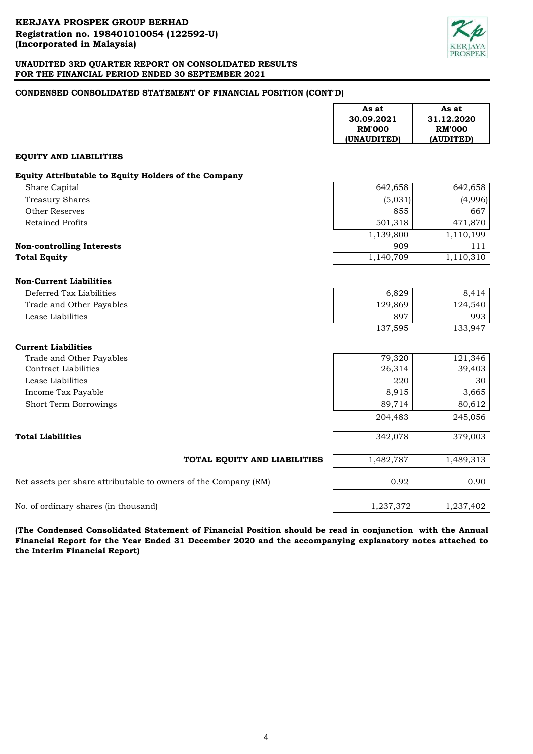**KERJAYA PROSPEK GROUP BERHAD**
**Registration no. 198401010054 (122592-U)**
**(Incorporated in Malaysia)**

**UNAUDITED 3RD QUARTER REPORT ON CONSOLIDATED RESULTS**
**FOR THE FINANCIAL PERIOD ENDED 30 SEPTEMBER 2021**

## CONDENSED CONSOLIDATED STATEMENT OF FINANCIAL POSITION (CONT'D)

| | As at 30.09.2021 RM'000 (UNAUDITED) | As at 31.12.2020 RM'000 (AUDITED) |
|---|---|---|
| **EQUITY AND LIABILITIES** | | |
| **Equity Attributable to Equity Holders of the Company** | | |
| Share Capital | 642,658 | 642,658 |
| Treasury Shares | (5,031) | (4,996) |
| Other Reserves | 855 | 667 |
| Retained Profits | 501,318 | 471,870 |
| | 1,139,800 | 1,110,199 |
| **Non-controlling Interests** | 909 | 111 |
| **Total Equity** | 1,140,709 | 1,110,310 |
| **Non-Current Liabilities** | | |
| Deferred Tax Liabilities | 6,829 | 8,414 |
| Trade and Other Payables | 129,869 | 124,540 |
| Lease Liabilities | 897 | 993 |
| | 137,595 | 133,947 |
| **Current Liabilities** | | |
| Trade and Other Payables | 79,320 | 121,346 |
| Contract Liabilities | 26,314 | 39,403 |
| Lease Liabilities | 220 | 30 |
| Income Tax Payable | 8,915 | 3,665 |
| Short Term Borrowings | 89,714 | 80,612 |
| | 204,483 | 245,056 |
| **Total Liabilities** | 342,078 | 379,003 |
| **TOTAL EQUITY AND LIABILITIES** | 1,482,787 | 1,489,313 |
| Net assets per share attributable to owners of the Company (RM) | 0.92 | 0.90 |
| No. of ordinary shares (in thousand) | 1,237,372 | 1,237,402 |

**(The Condensed Consolidated Statement of Financial Position should be read in conjunction with the Annual Financial Report for the Year Ended 31 December 2020 and the accompanying explanatory notes attached to the Interim Financial Report)**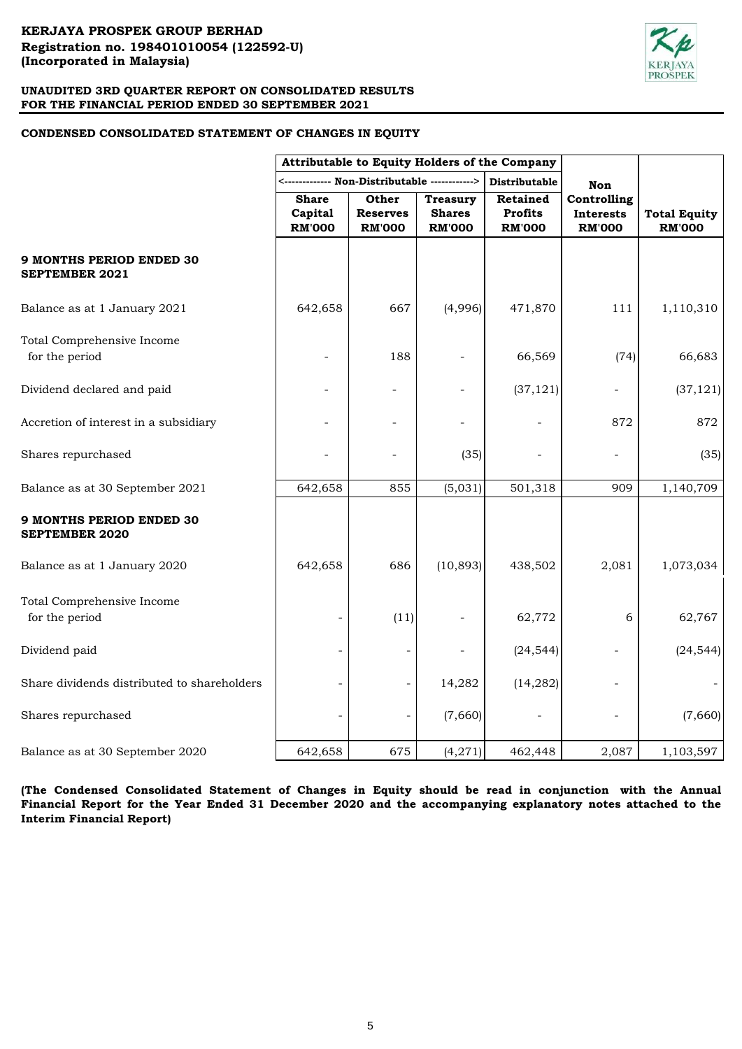**KERJAYA PROSPEK GROUP BERHAD**
**Registration no. 198401010054 (122592-U)**
**(Incorporated in Malaysia)**

**UNAUDITED 3RD QUARTER REPORT ON CONSOLIDATED RESULTS**
**FOR THE FINANCIAL PERIOD ENDED 30 SEPTEMBER 2021**

## CONDENSED CONSOLIDATED STATEMENT OF CHANGES IN EQUITY

| | Attributable to Equity Holders of the Company | | | | | |
|---|---|---|---|---|---|---|
| | <------------- Non-Distributable ------------> | | | Distributable | | |
| | **Share Capital RM'000** | **Other Reserves RM'000** | **Treasury Shares RM'000** | **Retained Profits RM'000** | **Non Controlling Interests RM'000** | **Total Equity RM'000** |
| **9 MONTHS PERIOD ENDED 30 SEPTEMBER 2021** | | | | | | |
| Balance as at 1 January 2021 | 642,658 | 667 | (4,996) | 471,870 | 111 | 1,110,310 |
| Total Comprehensive Income for the period | - | 188 | - | 66,569 | (74) | 66,683 |
| Dividend declared and paid | - | - | - | (37,121) | - | (37,121) |
| Accretion of interest in a subsidiary | - | - | - | - | 872 | 872 |
| Shares repurchased | - | - | (35) | - | - | (35) |
| Balance as at 30 September 2021 | 642,658 | 855 | (5,031) | 501,318 | 909 | 1,140,709 |
| **9 MONTHS PERIOD ENDED 30 SEPTEMBER 2020** | | | | | | |
| Balance as at 1 January 2020 | 642,658 | 686 | (10,893) | 438,502 | 2,081 | 1,073,034 |
| Total Comprehensive Income for the period | - | (11) | - | 62,772 | 6 | 62,767 |
| Dividend paid | - | - | - | (24,544) | - | (24,544) |
| Share dividends distributed to shareholders | - | - | 14,282 | (14,282) | - | - |
| Shares repurchased | - | - | (7,660) | - | - | (7,660) |
| Balance as at 30 September 2020 | 642,658 | 675 | (4,271) | 462,448 | 2,087 | 1,103,597 |

**(The Condensed Consolidated Statement of Changes in Equity should be read in conjunction with the Annual Financial Report for the Year Ended 31 December 2020 and the accompanying explanatory notes attached to the Interim Financial Report)**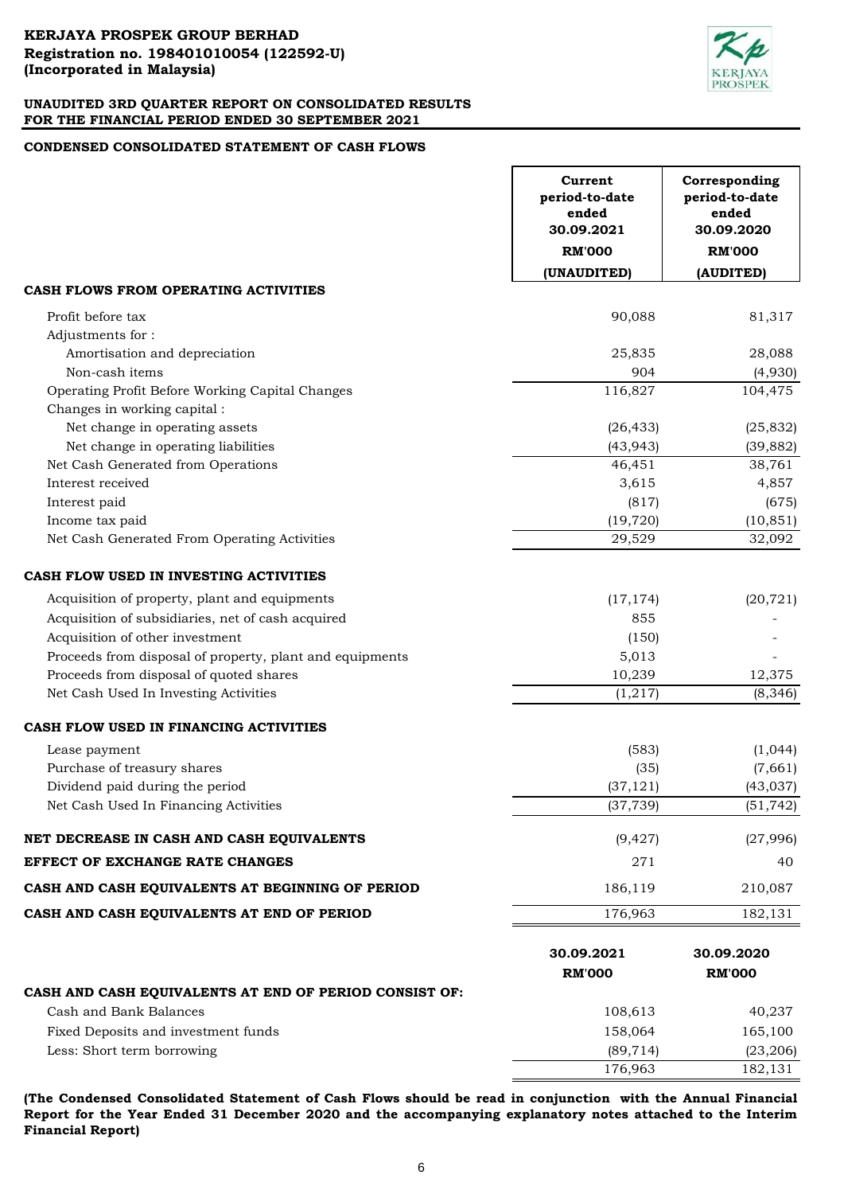**KERJAYA PROSPEK GROUP BERHAD**
**Registration no. 198401010054 (122592-U)**
**(Incorporated in Malaysia)**

**UNAUDITED 3RD QUARTER REPORT ON CONSOLIDATED RESULTS**
**FOR THE FINANCIAL PERIOD ENDED 30 SEPTEMBER 2021**

**CONDENSED CONSOLIDATED STATEMENT OF CASH FLOWS**

| | Current period-to-date ended 30.09.2021 RM'000 (UNAUDITED) | Corresponding period-to-date ended 30.09.2020 RM'000 (AUDITED) |
|---|---|---|
| **CASH FLOWS FROM OPERATING ACTIVITIES** | | |
| Profit before tax | 90,088 | 81,317 |
| Adjustments for : | | |
| Amortisation and depreciation | 25,835 | 28,088 |
| Non-cash items | 904 | (4,930) |
| Operating Profit Before Working Capital Changes | 116,827 | 104,475 |
| Changes in working capital : | | |
| Net change in operating assets | (26,433) | (25,832) |
| Net change in operating liabilities | (43,943) | (39,882) |
| Net Cash Generated from Operations | 46,451 | 38,761 |
| Interest received | 3,615 | 4,857 |
| Interest paid | (817) | (675) |
| Income tax paid | (19,720) | (10,851) |
| Net Cash Generated From Operating Activities | 29,529 | 32,092 |
| **CASH FLOW USED IN INVESTING ACTIVITIES** | | |
| Acquisition of property, plant and equipments | (17,174) | (20,721) |
| Acquisition of subsidiaries, net of cash acquired | 855 | - |
| Acquisition of other investment | (150) | - |
| Proceeds from disposal of property, plant and equipments | 5,013 | - |
| Proceeds from disposal of quoted shares | 10,239 | 12,375 |
| Net Cash Used In Investing Activities | (1,217) | (8,346) |
| **CASH FLOW USED IN FINANCING ACTIVITIES** | | |
| Lease payment | (583) | (1,044) |
| Purchase of treasury shares | (35) | (7,661) |
| Dividend paid during the period | (37,121) | (43,037) |
| Net Cash Used In Financing Activities | (37,739) | (51,742) |
| **NET DECREASE IN CASH AND CASH EQUIVALENTS** | (9,427) | (27,996) |
| **EFFECT OF EXCHANGE RATE CHANGES** | 271 | 40 |
| **CASH AND CASH EQUIVALENTS AT BEGINNING OF PERIOD** | 186,119 | 210,087 |
| **CASH AND CASH EQUIVALENTS AT END OF PERIOD** | 176,963 | 182,131 |

| | 30.09.2021 RM'000 | 30.09.2020 RM'000 |
|---|---|---|
| **CASH AND CASH EQUIVALENTS AT END OF PERIOD CONSIST OF:** | | |
| Cash and Bank Balances | 108,613 | 40,237 |
| Fixed Deposits and investment funds | 158,064 | 165,100 |
| Less: Short term borrowing | (89,714) | (23,206) |
| | 176,963 | 182,131 |

**(The Condensed Consolidated Statement of Cash Flows should be read in conjunction with the Annual Financial Report for the Year Ended 31 December 2020 and the accompanying explanatory notes attached to the Interim Financial Report)**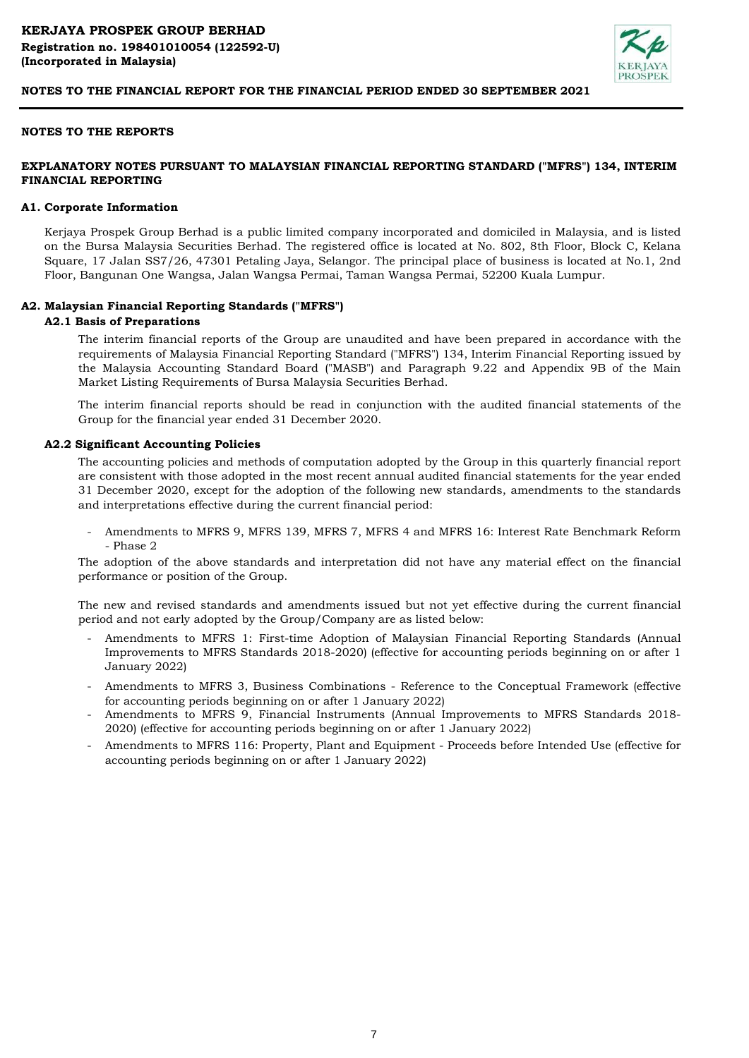# NOTES TO THE REPORTS

## EXPLANATORY NOTES PURSUANT TO MALAYSIAN FINANCIAL REPORTING STANDARD ("MFRS") 134, INTERIM FINANCIAL REPORTING

### A1. Corporate Information

Kerjaya Prospek Group Berhad is a public limited company incorporated and domiciled in Malaysia, and is listed on the Bursa Malaysia Securities Berhad. The registered office is located at No. 802, 8th Floor, Block C, Kelana Square, 17 Jalan SS7/26, 47301 Petaling Jaya, Selangor. The principal place of business is located at No.1, 2nd Floor, Bangunan One Wangsa, Jalan Wangsa Permai, Taman Wangsa Permai, 52200 Kuala Lumpur.

### A2. Malaysian Financial Reporting Standards ("MFRS")

#### A2.1 Basis of Preparations

The interim financial reports of the Group are unaudited and have been prepared in accordance with the requirements of Malaysia Financial Reporting Standard ("MFRS") 134, Interim Financial Reporting issued by the Malaysia Accounting Standard Board ("MASB") and Paragraph 9.22 and Appendix 9B of the Main Market Listing Requirements of Bursa Malaysia Securities Berhad.

The interim financial reports should be read in conjunction with the audited financial statements of the Group for the financial year ended 31 December 2020.

#### A2.2 Significant Accounting Policies

The accounting policies and methods of computation adopted by the Group in this quarterly financial report are consistent with those adopted in the most recent annual audited financial statements for the year ended 31 December 2020, except for the adoption of the following new standards, amendments to the standards and interpretations effective during the current financial period:

- Amendments to MFRS 9, MFRS 139, MFRS 7, MFRS 4 and MFRS 16: Interest Rate Benchmark Reform - Phase 2

The adoption of the above standards and interpretation did not have any material effect on the financial performance or position of the Group.

The new and revised standards and amendments issued but not yet effective during the current financial period and not early adopted by the Group/Company are as listed below:

- Amendments to MFRS 1: First-time Adoption of Malaysian Financial Reporting Standards (Annual Improvements to MFRS Standards 2018-2020) (effective for accounting periods beginning on or after 1 January 2022)
- Amendments to MFRS 3, Business Combinations - Reference to the Conceptual Framework (effective for accounting periods beginning on or after 1 January 2022)
- Amendments to MFRS 9, Financial Instruments (Annual Improvements to MFRS Standards 2018-2020) (effective for accounting periods beginning on or after 1 January 2022)
- Amendments to MFRS 116: Property, Plant and Equipment - Proceeds before Intended Use (effective for accounting periods beginning on or after 1 January 2022)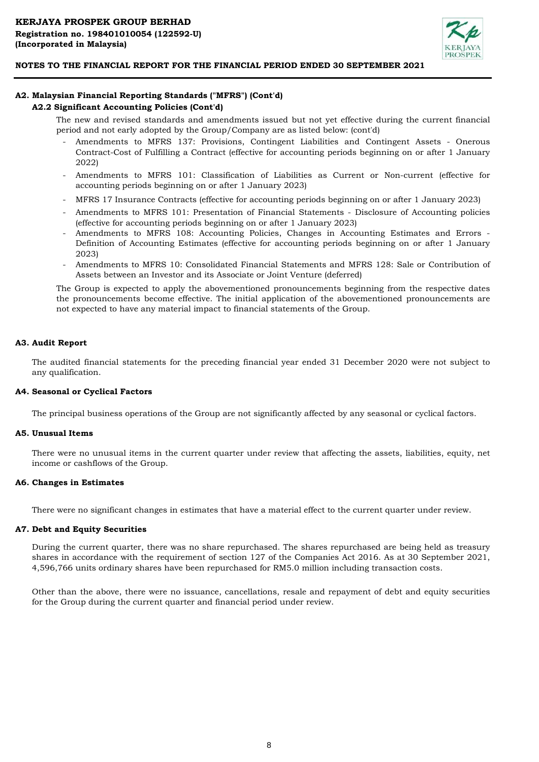## A2. Malaysian Financial Reporting Standards ("MFRS") (Cont'd)

### A2.2 Significant Accounting Policies (Cont'd)

The new and revised standards and amendments issued but not yet effective during the current financial period and not early adopted by the Group/Company are as listed below: (cont'd)

- Amendments to MFRS 137: Provisions, Contingent Liabilities and Contingent Assets - Onerous Contract-Cost of Fulfilling a Contract (effective for accounting periods beginning on or after 1 January 2022)
- Amendments to MFRS 101: Classification of Liabilities as Current or Non-current (effective for accounting periods beginning on or after 1 January 2023)
- MFRS 17 Insurance Contracts (effective for accounting periods beginning on or after 1 January 2023)
- Amendments to MFRS 101: Presentation of Financial Statements - Disclosure of Accounting policies (effective for accounting periods beginning on or after 1 January 2023)
- Amendments to MFRS 108: Accounting Policies, Changes in Accounting Estimates and Errors - Definition of Accounting Estimates (effective for accounting periods beginning on or after 1 January 2023)
- Amendments to MFRS 10: Consolidated Financial Statements and MFRS 128: Sale or Contribution of Assets between an Investor and its Associate or Joint Venture (deferred)

The Group is expected to apply the abovementioned pronouncements beginning from the respective dates the pronouncements become effective. The initial application of the abovementioned pronouncements are not expected to have any material impact to financial statements of the Group.

## A3. Audit Report

The audited financial statements for the preceding financial year ended 31 December 2020 were not subject to any qualification.

## A4. Seasonal or Cyclical Factors

The principal business operations of the Group are not significantly affected by any seasonal or cyclical factors.

## A5. Unusual Items

There were no unusual items in the current quarter under review that affecting the assets, liabilities, equity, net income or cashflows of the Group.

## A6. Changes in Estimates

There were no significant changes in estimates that have a material effect to the current quarter under review.

## A7. Debt and Equity Securities

During the current quarter, there was no share repurchased. The shares repurchased are being held as treasury shares in accordance with the requirement of section 127 of the Companies Act 2016. As at 30 September 2021, 4,596,766 units ordinary shares have been repurchased for RM5.0 million including transaction costs.

Other than the above, there were no issuance, cancellations, resale and repayment of debt and equity securities for the Group during the current quarter and financial period under review.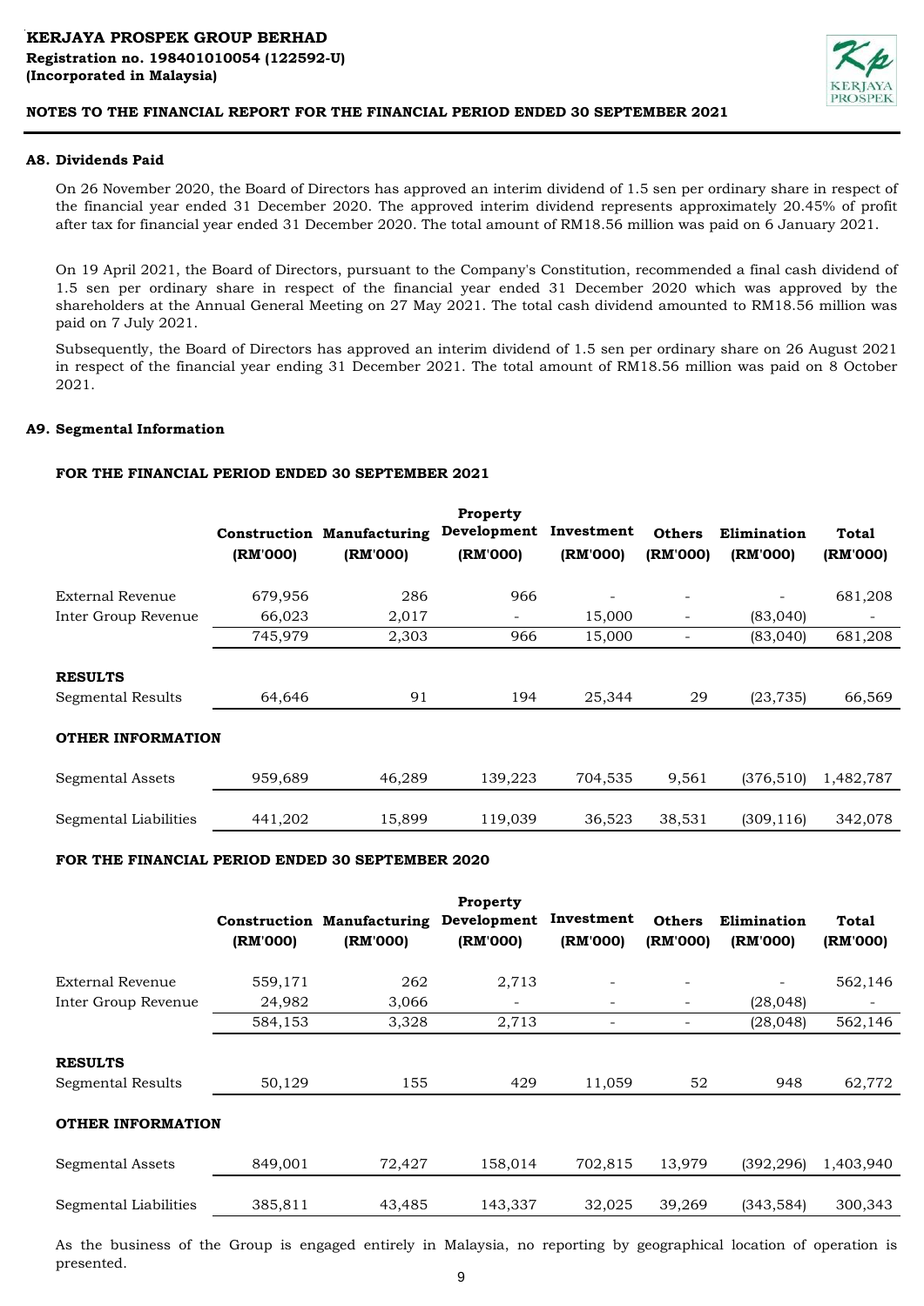# KERJAYA PROSPEK GROUP BERHAD

**Registration no. 198401010054 (122592-U)**
**(Incorporated in Malaysia)**

**NOTES TO THE FINANCIAL REPORT FOR THE FINANCIAL PERIOD ENDED 30 SEPTEMBER 2021**

## A8. Dividends Paid

On 26 November 2020, the Board of Directors has approved an interim dividend of 1.5 sen per ordinary share in respect of the financial year ended 31 December 2020. The approved interim dividend represents approximately 20.45% of profit after tax for financial year ended 31 December 2020. The total amount of RM18.56 million was paid on 6 January 2021.

On 19 April 2021, the Board of Directors, pursuant to the Company's Constitution, recommended a final cash dividend of 1.5 sen per ordinary share in respect of the financial year ended 31 December 2020 which was approved by the shareholders at the Annual General Meeting on 27 May 2021. The total cash dividend amounted to RM18.56 million was paid on 7 July 2021.

Subsequently, the Board of Directors has approved an interim dividend of 1.5 sen per ordinary share on 26 August 2021 in respect of the financial year ending 31 December 2021. The total amount of RM18.56 million was paid on 8 October 2021.

## A9. Segmental Information

### FOR THE FINANCIAL PERIOD ENDED 30 SEPTEMBER 2021

| | Construction (RM'000) | Manufacturing (RM'000) | Property Development (RM'000) | Investment (RM'000) | Others (RM'000) | Elimination (RM'000) | Total (RM'000) |
|---|---|---|---|---|---|---|---|
| External Revenue | 679,956 | 286 | 966 | - | - | - | 681,208 |
| Inter Group Revenue | 66,023 | 2,017 | - | 15,000 | - | (83,040) | - |
| | 745,979 | 2,303 | 966 | 15,000 | - | (83,040) | 681,208 |
| **RESULTS** | | | | | | | |
| Segmental Results | 64,646 | 91 | 194 | 25,344 | 29 | (23,735) | 66,569 |
| **OTHER INFORMATION** | | | | | | | |
| Segmental Assets | 959,689 | 46,289 | 139,223 | 704,535 | 9,561 | (376,510) | 1,482,787 |
| Segmental Liabilities | 441,202 | 15,899 | 119,039 | 36,523 | 38,531 | (309,116) | 342,078 |

### FOR THE FINANCIAL PERIOD ENDED 30 SEPTEMBER 2020

| | Construction (RM'000) | Manufacturing (RM'000) | Property Development (RM'000) | Investment (RM'000) | Others (RM'000) | Elimination (RM'000) | Total (RM'000) |
|---|---|---|---|---|---|---|---|
| External Revenue | 559,171 | 262 | 2,713 | - | - | - | 562,146 |
| Inter Group Revenue | 24,982 | 3,066 | - | - | - | (28,048) | - |
| | 584,153 | 3,328 | 2,713 | - | - | (28,048) | 562,146 |
| **RESULTS** | | | | | | | |
| Segmental Results | 50,129 | 155 | 429 | 11,059 | 52 | 948 | 62,772 |
| **OTHER INFORMATION** | | | | | | | |
| Segmental Assets | 849,001 | 72,427 | 158,014 | 702,815 | 13,979 | (392,296) | 1,403,940 |
| Segmental Liabilities | 385,811 | 43,485 | 143,337 | 32,025 | 39,269 | (343,584) | 300,343 |

As the business of the Group is engaged entirely in Malaysia, no reporting by geographical location of operation is presented.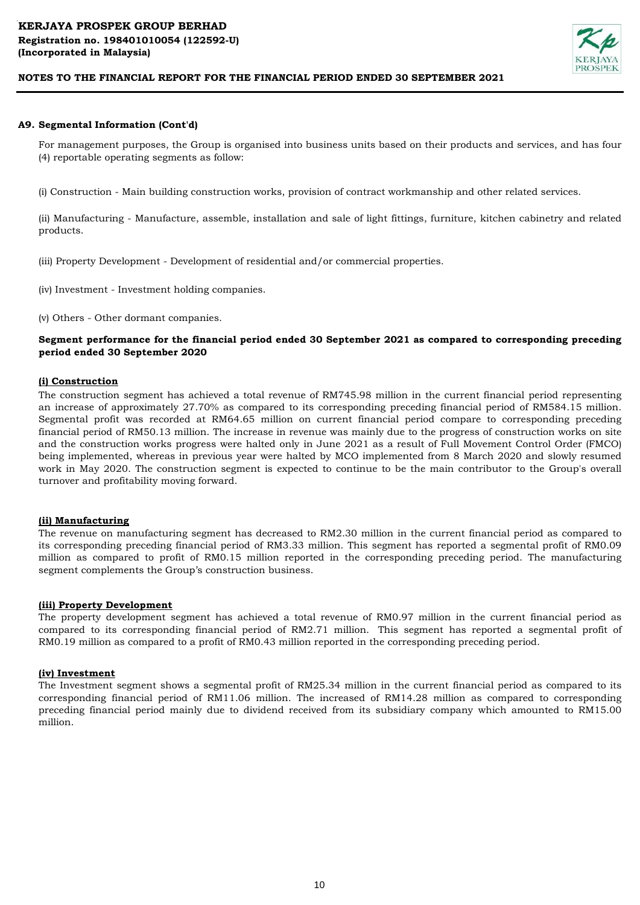## A9. Segmental Information (Cont'd)

For management purposes, the Group is organised into business units based on their products and services, and has four (4) reportable operating segments as follow:

(i) Construction - Main building construction works, provision of contract workmanship and other related services.

(ii) Manufacturing - Manufacture, assemble, installation and sale of light fittings, furniture, kitchen cabinetry and related products.

(iii) Property Development - Development of residential and/or commercial properties.

(iv) Investment - Investment holding companies.

(v) Others - Other dormant companies.

**Segment performance for the financial period ended 30 September 2021 as compared to corresponding preceding period ended 30 September 2020**

**(i) Construction**

The construction segment has achieved a total revenue of RM745.98 million in the current financial period representing an increase of approximately 27.70% as compared to its corresponding preceding financial period of RM584.15 million. Segmental profit was recorded at RM64.65 million on current financial period compare to corresponding preceding financial period of RM50.13 million. The increase in revenue was mainly due to the progress of construction works on site and the construction works progress were halted only in June 2021 as a result of Full Movement Control Order (FMCO) being implemented, whereas in previous year were halted by MCO implemented from 8 March 2020 and slowly resumed work in May 2020. The construction segment is expected to continue to be the main contributor to the Group's overall turnover and profitability moving forward.

**(ii) Manufacturing**

The revenue on manufacturing segment has decreased to RM2.30 million in the current financial period as compared to its corresponding preceding financial period of RM3.33 million. This segment has reported a segmental profit of RM0.09 million as compared to profit of RM0.15 million reported in the corresponding preceding period. The manufacturing segment complements the Group's construction business.

**(iii) Property Development**

The property development segment has achieved a total revenue of RM0.97 million in the current financial period as compared to its corresponding financial period of RM2.71 million. This segment has reported a segmental profit of RM0.19 million as compared to a profit of RM0.43 million reported in the corresponding preceding period.

**(iv) Investment**

The Investment segment shows a segmental profit of RM25.34 million in the current financial period as compared to its corresponding financial period of RM11.06 million. The increased of RM14.28 million as compared to corresponding preceding financial period mainly due to dividend received from its subsidiary company which amounted to RM15.00 million.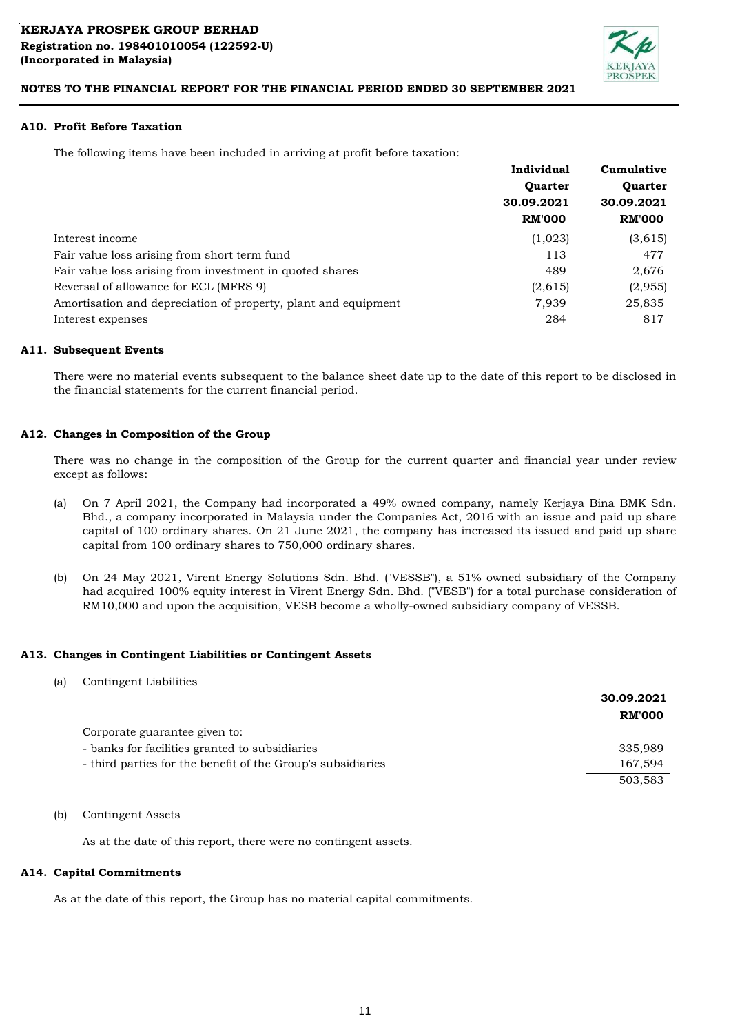## A10. Profit Before Taxation

The following items have been included in arriving at profit before taxation:

| | Individual Quarter 30.09.2021 RM'000 | Cumulative Quarter 30.09.2021 RM'000 |
|---|---|---|
| Interest income | (1,023) | (3,615) |
| Fair value loss arising from short term fund | 113 | 477 |
| Fair value loss arising from investment in quoted shares | 489 | 2,676 |
| Reversal of allowance for ECL (MFRS 9) | (2,615) | (2,955) |
| Amortisation and depreciation of property, plant and equipment | 7,939 | 25,835 |
| Interest expenses | 284 | 817 |

## A11. Subsequent Events

There were no material events subsequent to the balance sheet date up to the date of this report to be disclosed in the financial statements for the current financial period.

## A12. Changes in Composition of the Group

There was no change in the composition of the Group for the current quarter and financial year under review except as follows:

(a) On 7 April 2021, the Company had incorporated a 49% owned company, namely Kerjaya Bina BMK Sdn. Bhd., a company incorporated in Malaysia under the Companies Act, 2016 with an issue and paid up share capital of 100 ordinary shares. On 21 June 2021, the company has increased its issued and paid up share capital from 100 ordinary shares to 750,000 ordinary shares.

(b) On 24 May 2021, Virent Energy Solutions Sdn. Bhd. ("VESSB"), a 51% owned subsidiary of the Company had acquired 100% equity interest in Virent Energy Sdn. Bhd. ("VESB") for a total purchase consideration of RM10,000 and upon the acquisition, VESB become a wholly-owned subsidiary company of VESSB.

## A13. Changes in Contingent Liabilities or Contingent Assets

(a) Contingent Liabilities

| | 30.09.2021 RM'000 |
|---|---|
| Corporate guarantee given to: | |
| - banks for facilities granted to subsidiaries | 335,989 |
| - third parties for the benefit of the Group's subsidiaries | 167,594 |
| | 503,583 |

(b) Contingent Assets

As at the date of this report, there were no contingent assets.

## A14. Capital Commitments

As at the date of this report, the Group has no material capital commitments.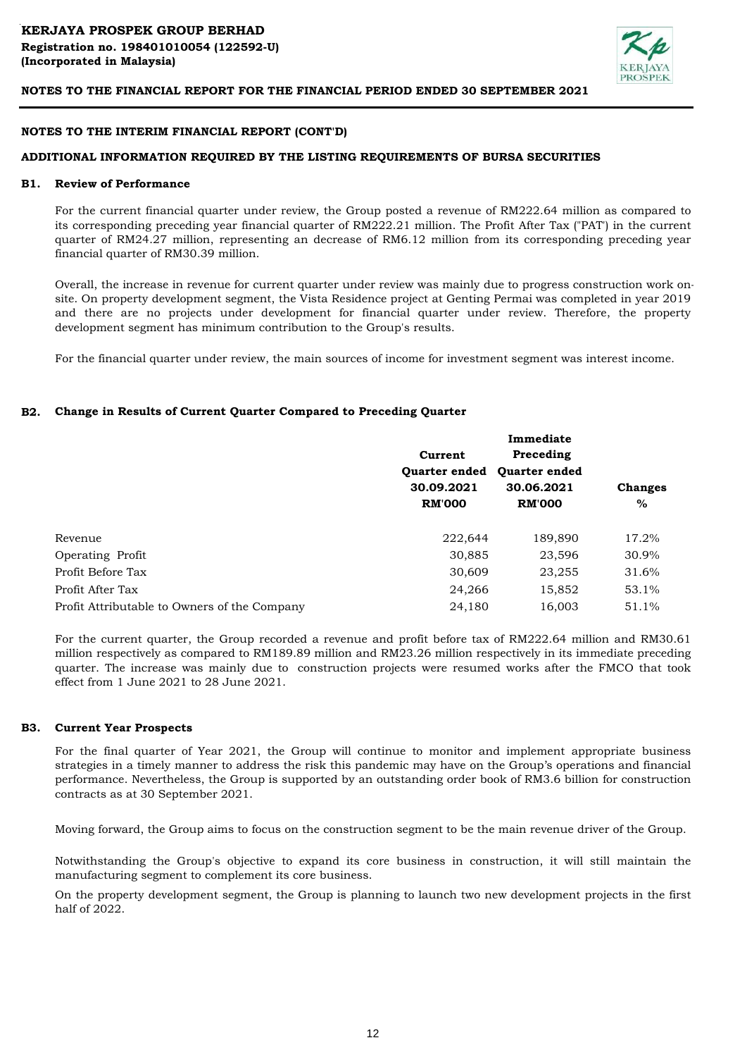## NOTES TO THE INTERIM FINANCIAL REPORT (CONT'D)

## ADDITIONAL INFORMATION REQUIRED BY THE LISTING REQUIREMENTS OF BURSA SECURITIES

### B1. Review of Performance

For the current financial quarter under review, the Group posted a revenue of RM222.64 million as compared to its corresponding preceding year financial quarter of RM222.21 million. The Profit After Tax ("PAT") in the current quarter of RM24.27 million, representing an decrease of RM6.12 million from its corresponding preceding year financial quarter of RM30.39 million.

Overall, the increase in revenue for current quarter under review was mainly due to progress construction work on-site. On property development segment, the Vista Residence project at Genting Permai was completed in year 2019 and there are no projects under development for financial quarter under review. Therefore, the property development segment has minimum contribution to the Group's results.

For the financial quarter under review, the main sources of income for investment segment was interest income.

### B2. Change in Results of Current Quarter Compared to Preceding Quarter

| | Current Quarter ended 30.09.2021 RM'000 | Immediate Preceding Quarter ended 30.06.2021 RM'000 | Changes % |
|---|---|---|---|
| Revenue | 222,644 | 189,890 | 17.2% |
| Operating Profit | 30,885 | 23,596 | 30.9% |
| Profit Before Tax | 30,609 | 23,255 | 31.6% |
| Profit After Tax | 24,266 | 15,852 | 53.1% |
| Profit Attributable to Owners of the Company | 24,180 | 16,003 | 51.1% |

For the current quarter, the Group recorded a revenue and profit before tax of RM222.64 million and RM30.61 million respectively as compared to RM189.89 million and RM23.26 million respectively in its immediate preceding quarter. The increase was mainly due to construction projects were resumed works after the FMCO that took effect from 1 June 2021 to 28 June 2021.

### B3. Current Year Prospects

For the final quarter of Year 2021, the Group will continue to monitor and implement appropriate business strategies in a timely manner to address the risk this pandemic may have on the Group's operations and financial performance. Nevertheless, the Group is supported by an outstanding order book of RM3.6 billion for construction contracts as at 30 September 2021.

Moving forward, the Group aims to focus on the construction segment to be the main revenue driver of the Group.

Notwithstanding the Group's objective to expand its core business in construction, it will still maintain the manufacturing segment to complement its core business.

On the property development segment, the Group is planning to launch two new development projects in the first half of 2022.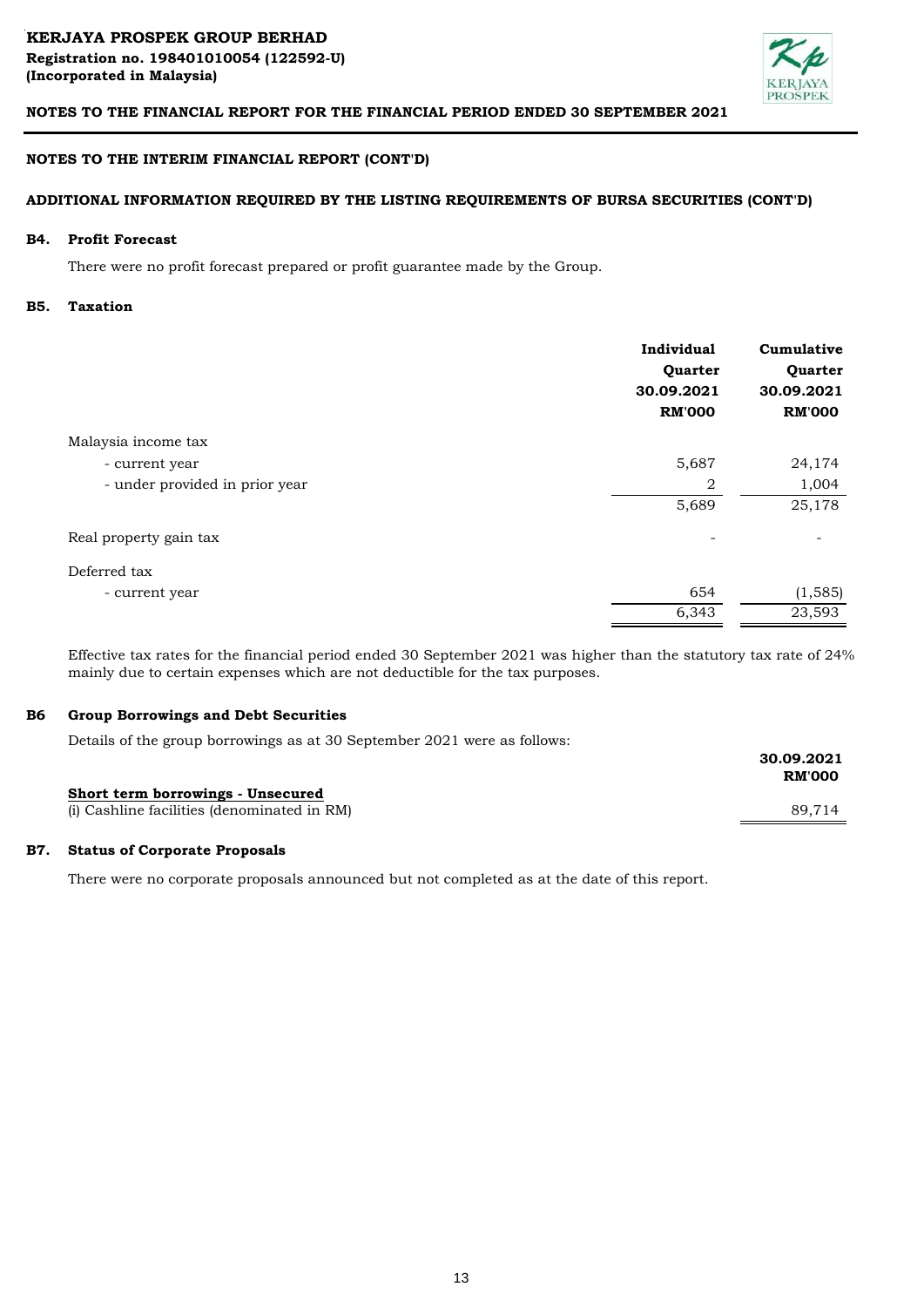**KERJAYA PROSPEK GROUP BERHAD**
**Registration no. 198401010054 (122592-U)**
**(Incorporated in Malaysia)**

**NOTES TO THE FINANCIAL REPORT FOR THE FINANCIAL PERIOD ENDED 30 SEPTEMBER 2021**

**NOTES TO THE INTERIM FINANCIAL REPORT (CONT'D)**

**ADDITIONAL INFORMATION REQUIRED BY THE LISTING REQUIREMENTS OF BURSA SECURITIES (CONT'D)**

## B4. Profit Forecast

There were no profit forecast prepared or profit guarantee made by the Group.

## B5. Taxation

| | Individual Quarter 30.09.2021 RM'000 | Cumulative Quarter 30.09.2021 RM'000 |
|---|---|---|
| Malaysia income tax | | |
| - current year | 5,687 | 24,174 |
| - under provided in prior year | 2 | 1,004 |
| | 5,689 | 25,178 |
| Real property gain tax | - | - |
| Deferred tax | | |
| - current year | 654 | (1,585) |
| | 6,343 | 23,593 |

Effective tax rates for the financial period ended 30 September 2021 was higher than the statutory tax rate of 24% mainly due to certain expenses which are not deductible for the tax purposes.

## B6 Group Borrowings and Debt Securities

Details of the group borrowings as at 30 September 2021 were as follows:

| | 30.09.2021 RM'000 |
|---|---|
| **Short term borrowings - Unsecured** | |
| (i) Cashline facilities (denominated in RM) | 89,714 |

## B7. Status of Corporate Proposals

There were no corporate proposals announced but not completed as at the date of this report.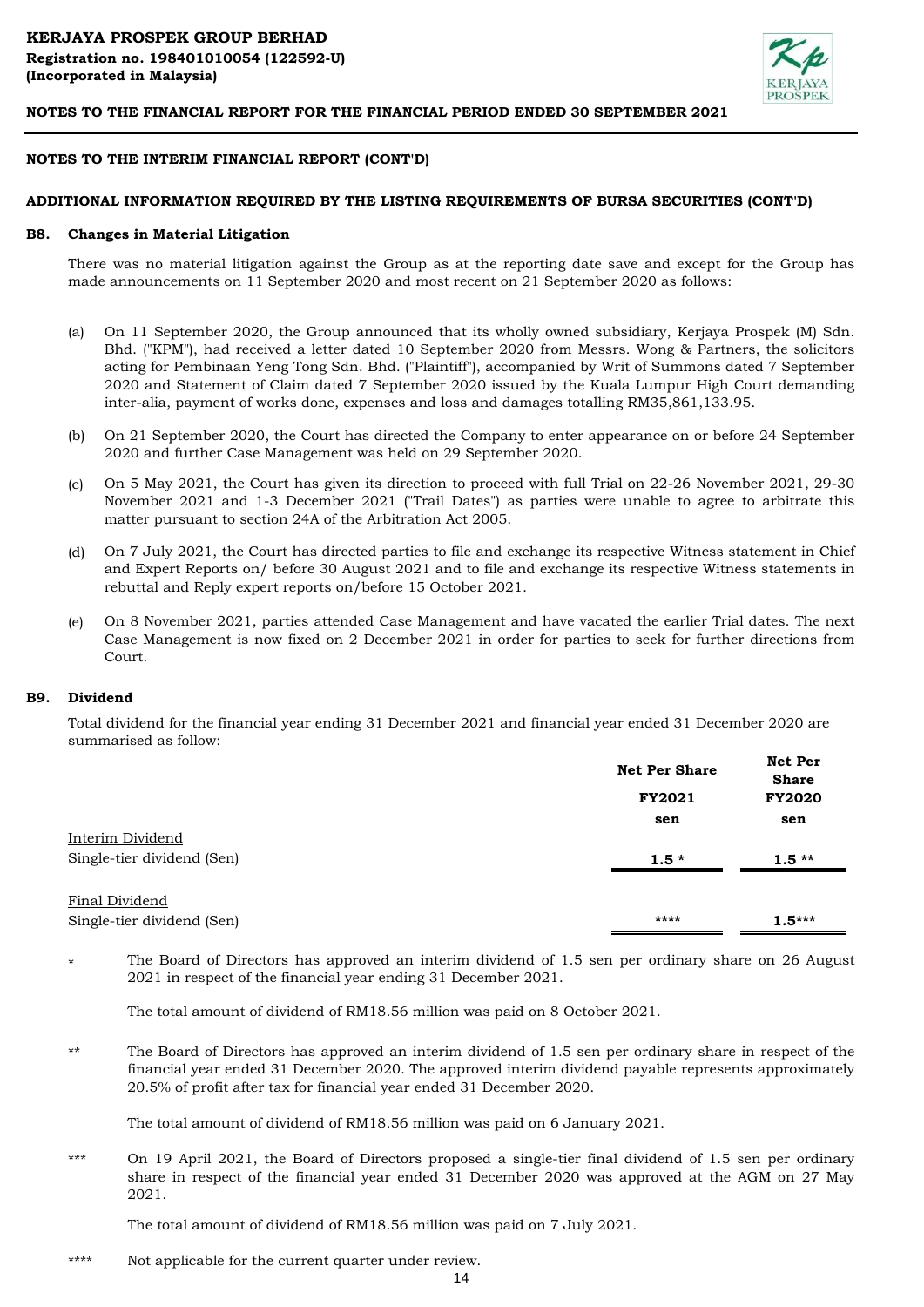## NOTES TO THE INTERIM FINANCIAL REPORT (CONT'D)

## ADDITIONAL INFORMATION REQUIRED BY THE LISTING REQUIREMENTS OF BURSA SECURITIES (CONT'D)

### B8. Changes in Material Litigation

There was no material litigation against the Group as at the reporting date save and except for the Group has made announcements on 11 September 2020 and most recent on 21 September 2020 as follows:

(a) On 11 September 2020, the Group announced that its wholly owned subsidiary, Kerjaya Prospek (M) Sdn. Bhd. ("KPM"), had received a letter dated 10 September 2020 from Messrs. Wong & Partners, the solicitors acting for Pembinaan Yeng Tong Sdn. Bhd. ("Plaintiff"), accompanied by Writ of Summons dated 7 September 2020 and Statement of Claim dated 7 September 2020 issued by the Kuala Lumpur High Court demanding inter-alia, payment of works done, expenses and loss and damages totalling RM35,861,133.95.

(b) On 21 September 2020, the Court has directed the Company to enter appearance on or before 24 September 2020 and further Case Management was held on 29 September 2020.

(c) On 5 May 2021, the Court has given its direction to proceed with full Trial on 22-26 November 2021, 29-30 November 2021 and 1-3 December 2021 ("Trail Dates") as parties were unable to agree to arbitrate this matter pursuant to section 24A of the Arbitration Act 2005.

(d) On 7 July 2021, the Court has directed parties to file and exchange its respective Witness statement in Chief and Expert Reports on/ before 30 August 2021 and to file and exchange its respective Witness statements in rebuttal and Reply expert reports on/before 15 October 2021.

(e) On 8 November 2021, parties attended Case Management and have vacated the earlier Trial dates. The next Case Management is now fixed on 2 December 2021 in order for parties to seek for further directions from Court.

### B9. Dividend

Total dividend for the financial year ending 31 December 2021 and financial year ended 31 December 2020 are summarised as follow:

| | Net Per Share FY2021 sen | Net Per Share FY2020 sen |
|---|---|---|
| Interim Dividend | | |
| Single-tier dividend (Sen) | 1.5 * | 1.5 ** |
| Final Dividend | | |
| Single-tier dividend (Sen) | **** | 1.5*** |

\* The Board of Directors has approved an interim dividend of 1.5 sen per ordinary share on 26 August 2021 in respect of the financial year ending 31 December 2021.

The total amount of dividend of RM18.56 million was paid on 8 October 2021.

\*\* The Board of Directors has approved an interim dividend of 1.5 sen per ordinary share in respect of the financial year ended 31 December 2020. The approved interim dividend payable represents approximately 20.5% of profit after tax for financial year ended 31 December 2020.

The total amount of dividend of RM18.56 million was paid on 6 January 2021.

\*\*\* On 19 April 2021, the Board of Directors proposed a single-tier final dividend of 1.5 sen per ordinary share in respect of the financial year ended 31 December 2020 was approved at the AGM on 27 May 2021.

The total amount of dividend of RM18.56 million was paid on 7 July 2021.

\*\*\*\* Not applicable for the current quarter under review.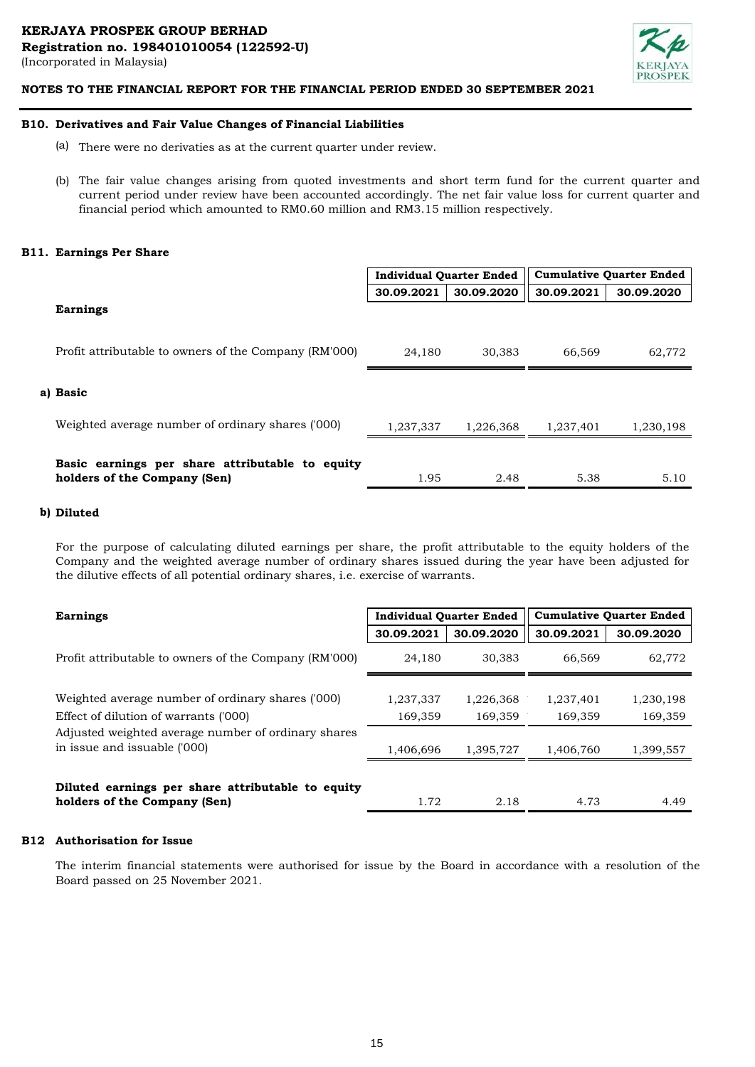**KERJAYA PROSPEK GROUP BERHAD**
**Registration no. 198401010054 (122592-U)**
(Incorporated in Malaysia)

**NOTES TO THE FINANCIAL REPORT FOR THE FINANCIAL PERIOD ENDED 30 SEPTEMBER 2021**

### B10. Derivatives and Fair Value Changes of Financial Liabilities

(a) There were no derivaties as at the current quarter under review.

(b) The fair value changes arising from quoted investments and short term fund for the current quarter and current period under review have been accounted accordingly. The net fair value loss for current quarter and financial period which amounted to RM0.60 million and RM3.15 million respectively.

### B11. Earnings Per Share

| | Individual Quarter Ended | | Cumulative Quarter Ended | |
|---|---|---|---|---|
| | **30.09.2021** | **30.09.2020** | **30.09.2021** | **30.09.2020** |
| **Earnings** | | | | |
| Profit attributable to owners of the Company (RM'000) | 24,180 | 30,383 | 66,569 | 62,772 |
| **a) Basic** | | | | |
| Weighted average number of ordinary shares ('000) | 1,237,337 | 1,226,368 | 1,237,401 | 1,230,198 |
| **Basic earnings per share attributable to equity holders of the Company (Sen)** | 1.95 | 2.48 | 5.38 | 5.10 |

**b) Diluted**

For the purpose of calculating diluted earnings per share, the profit attributable to the equity holders of the Company and the weighted average number of ordinary shares issued during the year have been adjusted for the dilutive effects of all potential ordinary shares, i.e. exercise of warrants.

| **Earnings** | Individual Quarter Ended | | Cumulative Quarter Ended | |
|---|---|---|---|---|
| | **30.09.2021** | **30.09.2020** | **30.09.2021** | **30.09.2020** |
| Profit attributable to owners of the Company (RM'000) | 24,180 | 30,383 | 66,569 | 62,772 |
| Weighted average number of ordinary shares ('000) | 1,237,337 | 1,226,368 | 1,237,401 | 1,230,198 |
| Effect of dilution of warrants ('000) | 169,359 | 169,359 | 169,359 | 169,359 |
| Adjusted weighted average number of ordinary shares in issue and issuable ('000) | 1,406,696 | 1,395,727 | 1,406,760 | 1,399,557 |
| **Diluted earnings per share attributable to equity holders of the Company (Sen)** | 1.72 | 2.18 | 4.73 | 4.49 |

### B12 Authorisation for Issue

The interim financial statements were authorised for issue by the Board in accordance with a resolution of the Board passed on 25 November 2021.